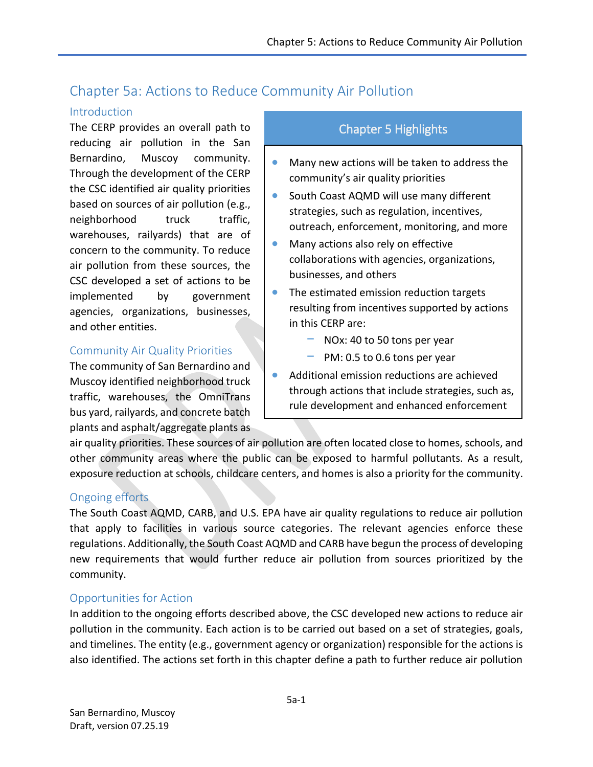# Chapter 5a: Actions to Reduce Community Air Pollution

## Introduction

The CERP provides an overall path to reducing air pollution in the San Bernardino, Muscoy community. Through the development of the CERP the CSC identified air quality priorities based on sources of air pollution (e.g., neighborhood truck traffic, warehouses, railyards) that are of concern to the community. To reduce air pollution from these sources, the CSC developed a set of actions to be implemented by government agencies, organizations, businesses, and other entities.

> **Chapter 5 Highlights**
>
> - Many new actions will be taken to address the community's air quality priorities
> - South Coast AQMD will use many different strategies, such as regulation, incentives, outreach, enforcement, monitoring, and more
> - Many actions also rely on effective collaborations with agencies, organizations, businesses, and others
> - The estimated emission reduction targets resulting from incentives supported by actions in this CERP are:
>   - NOx: 40 to 50 tons per year
>   - PM: 0.5 to 0.6 tons per year
> - Additional emission reductions are achieved through actions that include strategies, such as, rule development and enhanced enforcement

## Community Air Quality Priorities

The community of San Bernardino and Muscoy identified neighborhood truck traffic, warehouses, the OmniTrans bus yard, railyards, and concrete batch plants and asphalt/aggregate plants as air quality priorities. These sources of air pollution are often located close to homes, schools, and other community areas where the public can be exposed to harmful pollutants. As a result, exposure reduction at schools, childcare centers, and homes is also a priority for the community.

## Ongoing efforts

The South Coast AQMD, CARB, and U.S. EPA have air quality regulations to reduce air pollution that apply to facilities in various source categories. The relevant agencies enforce these regulations. Additionally, the South Coast AQMD and CARB have begun the process of developing new requirements that would further reduce air pollution from sources prioritized by the community.

## Opportunities for Action

In addition to the ongoing efforts described above, the CSC developed new actions to reduce air pollution in the community. Each action is to be carried out based on a set of strategies, goals, and timelines. The entity (e.g., government agency or organization) responsible for the actions is also identified. The actions set forth in this chapter define a path to further reduce air pollution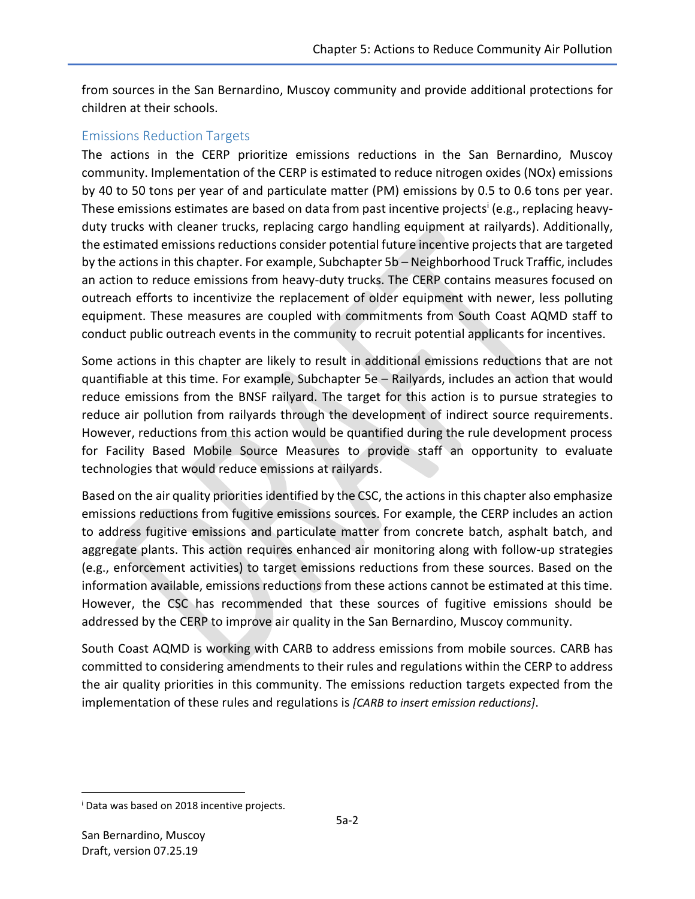from sources in the San Bernardino, Muscoy community and provide additional protections for children at their schools.

## Emissions Reduction Targets

The actions in the CERP prioritize emissions reductions in the San Bernardino, Muscoy community. Implementation of the CERP is estimated to reduce nitrogen oxides (NOx) emissions by 40 to 50 tons per year of and particulate matter (PM) emissions by 0.5 to 0.6 tons per year. These emissions estimates are based on data from past incentive projects[i] (e.g., replacing heavy-duty trucks with cleaner trucks, replacing cargo handling equipment at railyards). Additionally, the estimated emissions reductions consider potential future incentive projects that are targeted by the actions in this chapter. For example, Subchapter 5b – Neighborhood Truck Traffic, includes an action to reduce emissions from heavy-duty trucks. The CERP contains measures focused on outreach efforts to incentivize the replacement of older equipment with newer, less polluting equipment. These measures are coupled with commitments from South Coast AQMD staff to conduct public outreach events in the community to recruit potential applicants for incentives.

Some actions in this chapter are likely to result in additional emissions reductions that are not quantifiable at this time. For example, Subchapter 5e – Railyards, includes an action that would reduce emissions from the BNSF railyard. The target for this action is to pursue strategies to reduce air pollution from railyards through the development of indirect source requirements. However, reductions from this action would be quantified during the rule development process for Facility Based Mobile Source Measures to provide staff an opportunity to evaluate technologies that would reduce emissions at railyards.

Based on the air quality priorities identified by the CSC, the actions in this chapter also emphasize emissions reductions from fugitive emissions sources. For example, the CERP includes an action to address fugitive emissions and particulate matter from concrete batch, asphalt batch, and aggregate plants. This action requires enhanced air monitoring along with follow-up strategies (e.g., enforcement activities) to target emissions reductions from these sources. Based on the information available, emissions reductions from these actions cannot be estimated at this time. However, the CSC has recommended that these sources of fugitive emissions should be addressed by the CERP to improve air quality in the San Bernardino, Muscoy community.

South Coast AQMD is working with CARB to address emissions from mobile sources. CARB has committed to considering amendments to their rules and regulations within the CERP to address the air quality priorities in this community. The emissions reduction targets expected from the implementation of these rules and regulations is *[CARB to insert emission reductions]*.

---

[i] Data was based on 2018 incentive projects.